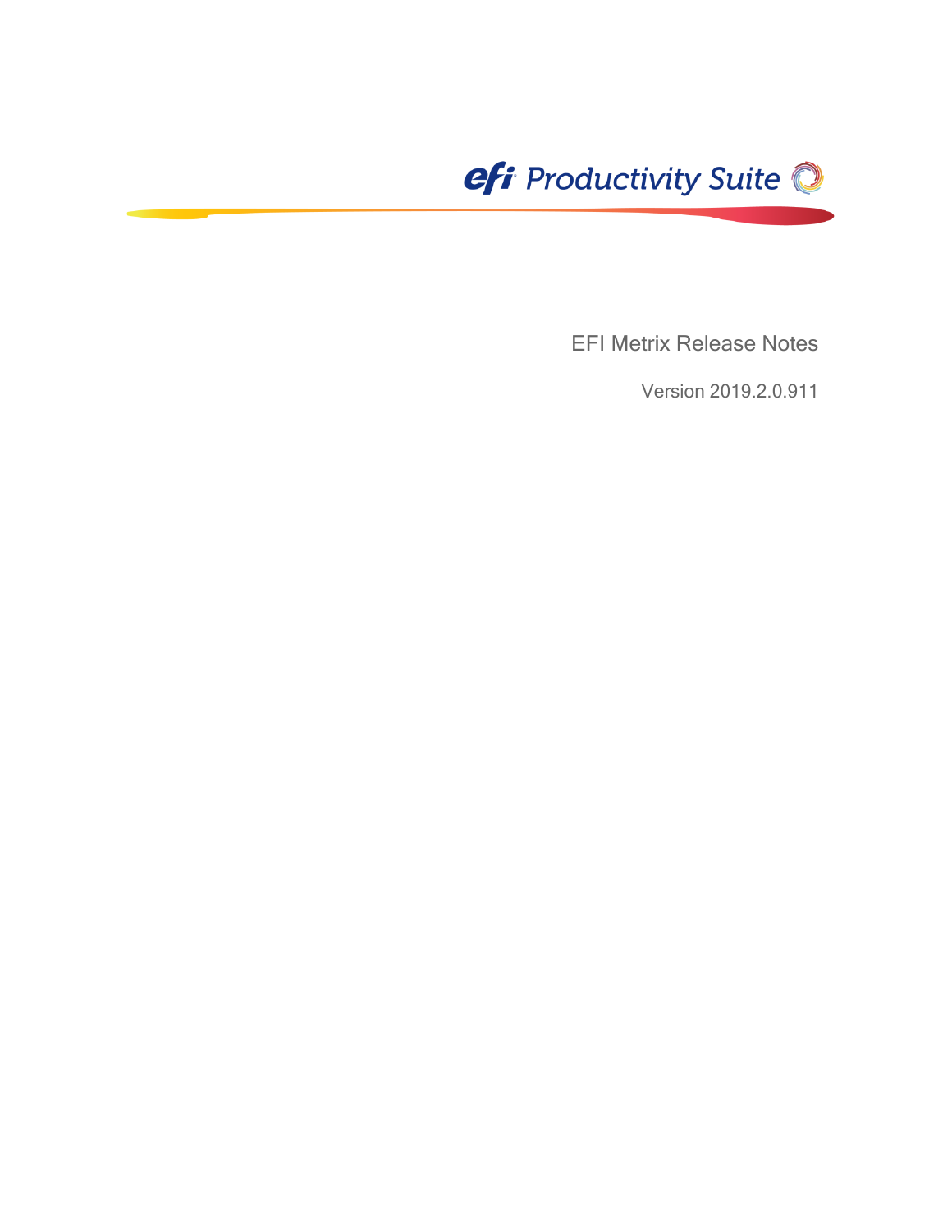efi Productivity Suite

# EFI Metrix Release Notes

Version 2019.2.0.911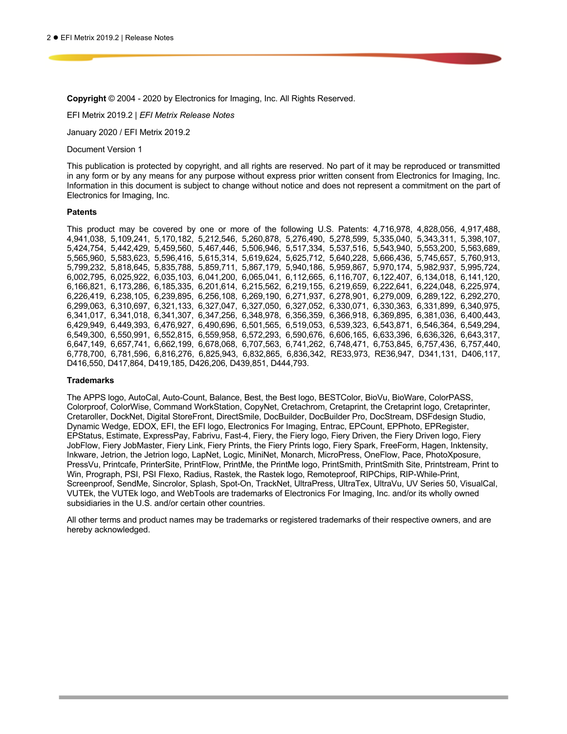**Copyright** © 2004 - 2020 by Electronics for Imaging, Inc. All Rights Reserved.

EFI Metrix 2019.2 | *EFI Metrix Release Notes*

January 2020 / EFI Metrix 2019.2

Document Version 1

This publication is protected by copyright, and all rights are reserved. No part of it may be reproduced or transmitted in any form or by any means for any purpose without express prior written consent from Electronics for Imaging, Inc. Information in this document is subject to change without notice and does not represent a commitment on the part of Electronics for Imaging, Inc.

**Patents**

This product may be covered by one or more of the following U.S. Patents: 4,716,978, 4,828,056, 4,917,488, 4,941,038, 5,109,241, 5,170,182, 5,212,546, 5,260,878, 5,276,490, 5,278,599, 5,335,040, 5,343,311, 5,398,107, 5,424,754, 5,442,429, 5,459,560, 5,467,446, 5,506,946, 5,517,334, 5,537,516, 5,543,940, 5,553,200, 5,563,689, 5,565,960, 5,583,623, 5,596,416, 5,615,314, 5,619,624, 5,625,712, 5,640,228, 5,666,436, 5,745,657, 5,760,913, 5,799,232, 5,818,645, 5,835,788, 5,859,711, 5,867,179, 5,940,186, 5,959,867, 5,970,174, 5,982,937, 5,995,724, 6,002,795, 6,025,922, 6,035,103, 6,041,200, 6,065,041, 6,112,665, 6,116,707, 6,122,407, 6,134,018, 6,141,120, 6,166,821, 6,173,286, 6,185,335, 6,201,614, 6,215,562, 6,219,155, 6,219,659, 6,222,641, 6,224,048, 6,225,974, 6,226,419, 6,238,105, 6,239,895, 6,256,108, 6,269,190, 6,271,937, 6,278,901, 6,279,009, 6,289,122, 6,292,270, 6,299,063, 6,310,697, 6,321,133, 6,327,047, 6,327,050, 6,327,052, 6,330,071, 6,330,363, 6,331,899, 6,340,975, 6,341,017, 6,341,018, 6,341,307, 6,347,256, 6,348,978, 6,356,359, 6,366,918, 6,369,895, 6,381,036, 6,400,443, 6,429,949, 6,449,393, 6,476,927, 6,490,696, 6,501,565, 6,519,053, 6,539,323, 6,543,871, 6,546,364, 6,549,294, 6,549,300, 6,550,991, 6,552,815, 6,559,958, 6,572,293, 6,590,676, 6,606,165, 6,633,396, 6,636,326, 6,643,317, 6,647,149, 6,657,741, 6,662,199, 6,678,068, 6,707,563, 6,741,262, 6,748,471, 6,753,845, 6,757,436, 6,757,440, 6,778,700, 6,781,596, 6,816,276, 6,825,943, 6,832,865, 6,836,342, RE33,973, RE36,947, D341,131, D406,117, D416,550, D417,864, D419,185, D426,206, D439,851, D444,793.

**Trademarks**

The APPS logo, AutoCal, Auto-Count, Balance, Best, the Best logo, BESTColor, BioVu, BioWare, ColorPASS, Colorproof, ColorWise, Command WorkStation, CopyNet, Cretachrom, Cretaprint, the Cretaprint logo, Cretaprinter, Cretaroller, DockNet, Digital StoreFront, DirectSmile, DocBuilder, DocBuilder Pro, DocStream, DSFdesign Studio, Dynamic Wedge, EDOX, EFI, the EFI logo, Electronics For Imaging, Entrac, EPCount, EPPhoto, EPRegister, EPStatus, Estimate, ExpressPay, Fabrivu, Fast-4, Fiery, the Fiery logo, Fiery Driven, the Fiery Driven logo, Fiery JobFlow, Fiery JobMaster, Fiery Link, Fiery Prints, the Fiery Prints logo, Fiery Spark, FreeForm, Hagen, Inktensity, Inkware, Jetrion, the Jetrion logo, LapNet, Logic, MiniNet, Monarch, MicroPress, OneFlow, Pace, PhotoXposure, PressVu, Printcafe, PrinterSite, PrintFlow, PrintMe, the PrintMe logo, PrintSmith, PrintSmith Site, Printstream, Print to Win, Prograph, PSI, PSI Flexo, Radius, Rastek, the Rastek logo, Remoteproof, RIPChips, RIP-While-Print, Screenproof, SendMe, Sincrolor, Splash, Spot-On, TrackNet, UltraPress, UltraTex, UltraVu, UV Series 50, VisualCal, VUTEk, the VUTEk logo, and WebTools are trademarks of Electronics For Imaging, Inc. and/or its wholly owned subsidiaries in the U.S. and/or certain other countries.

All other terms and product names may be trademarks or registered trademarks of their respective owners, and are hereby acknowledged.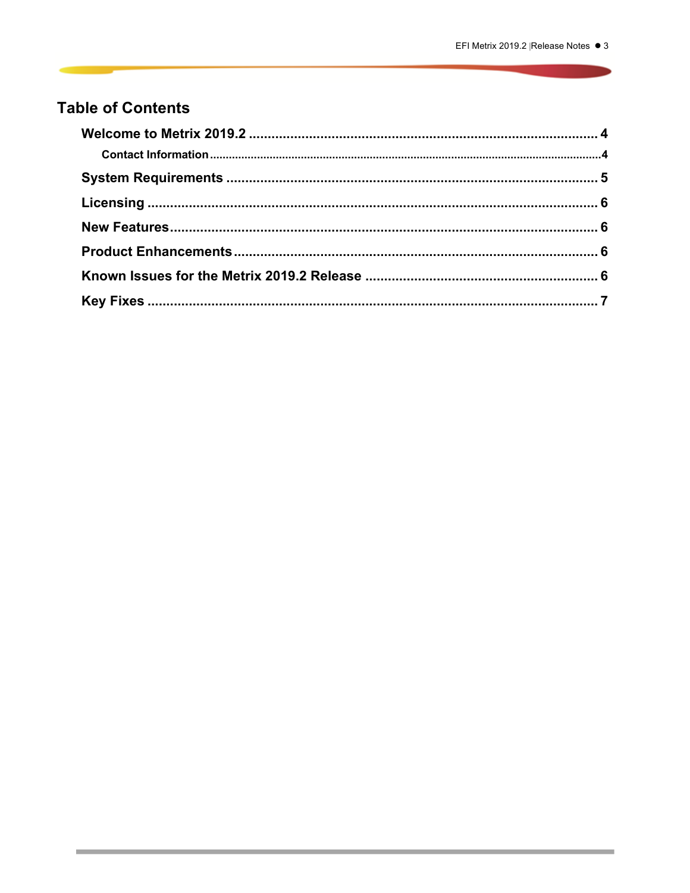# Table of Contents

**Welcome to Metrix 2019.2 .......... 4**

- Contact Information .......... 4

**System Requirements .......... 5**

**Licensing .......... 6**

**New Features .......... 6**

**Product Enhancements .......... 6**

**Known Issues for the Metrix 2019.2 Release .......... 6**

**Key Fixes .......... 7**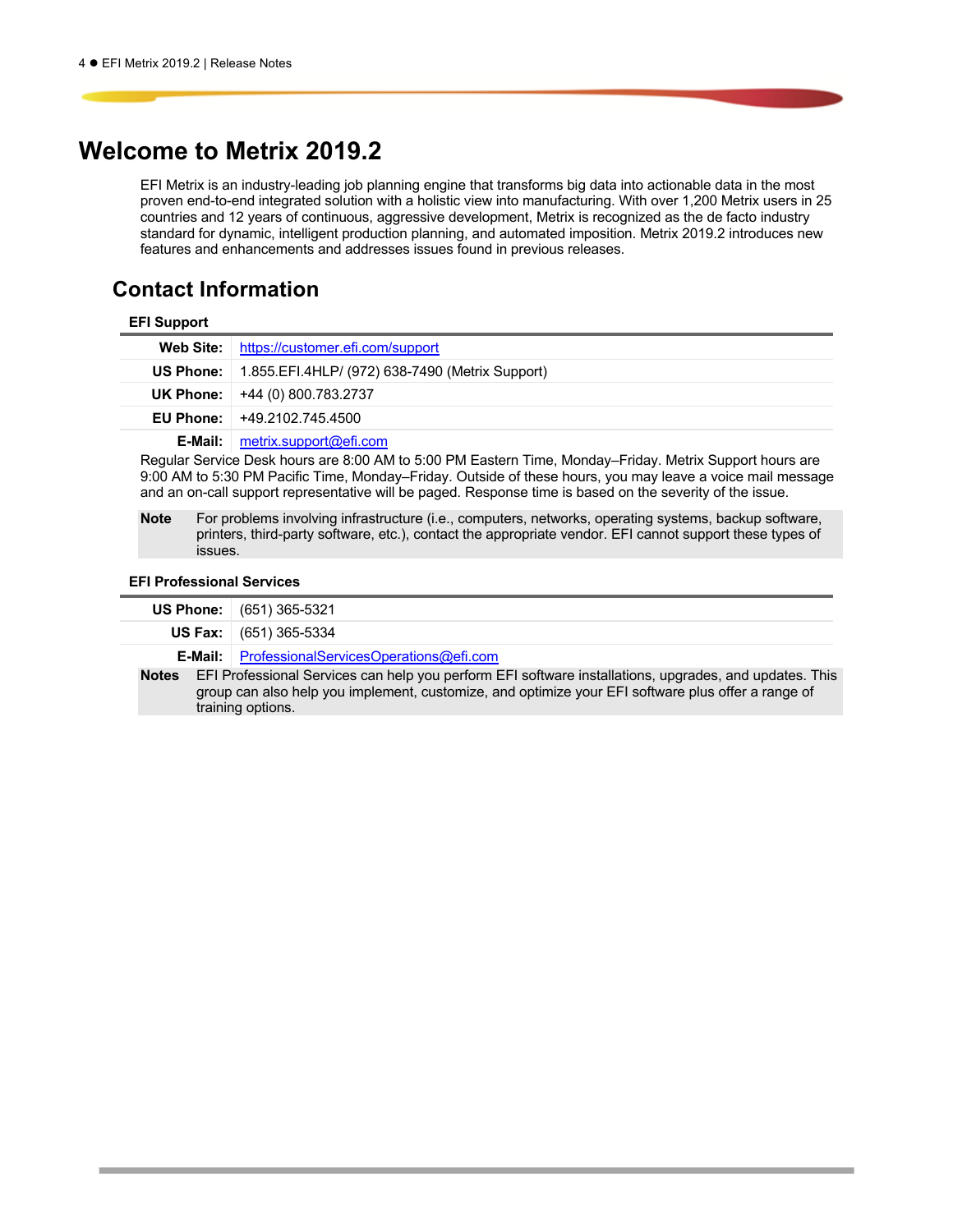# Welcome to Metrix 2019.2

EFI Metrix is an industry-leading job planning engine that transforms big data into actionable data in the most proven end-to-end integrated solution with a holistic view into manufacturing. With over 1,200 Metrix users in 25 countries and 12 years of continuous, aggressive development, Metrix is recognized as the de facto industry standard for dynamic, intelligent production planning, and automated imposition. Metrix 2019.2 introduces new features and enhancements and addresses issues found in previous releases.

## Contact Information

### EFI Support

| | |
|---|---|
| **Web Site:** | https://customer.efi.com/support |
| **US Phone:** | 1.855.EFI.4HLP/ (972) 638-7490 (Metrix Support) |
| **UK Phone:** | +44 (0) 800.783.2737 |
| **EU Phone:** | +49.2102.745.4500 |
| **E-Mail:** | metrix.support@efi.com |

Regular Service Desk hours are 8:00 AM to 5:00 PM Eastern Time, Monday–Friday. Metrix Support hours are 9:00 AM to 5:30 PM Pacific Time, Monday–Friday. Outside of these hours, you may leave a voice mail message and an on-call support representative will be paged. Response time is based on the severity of the issue.

**Note** For problems involving infrastructure (i.e., computers, networks, operating systems, backup software, printers, third-party software, etc.), contact the appropriate vendor. EFI cannot support these types of issues.

### EFI Professional Services

| | |
|---|---|
| **US Phone:** | (651) 365-5321 |
| **US Fax:** | (651) 365-5334 |
| **E-Mail:** | ProfessionalServicesOperations@efi.com |

**Notes** EFI Professional Services can help you perform EFI software installations, upgrades, and updates. This group can also help you implement, customize, and optimize your EFI software plus offer a range of training options.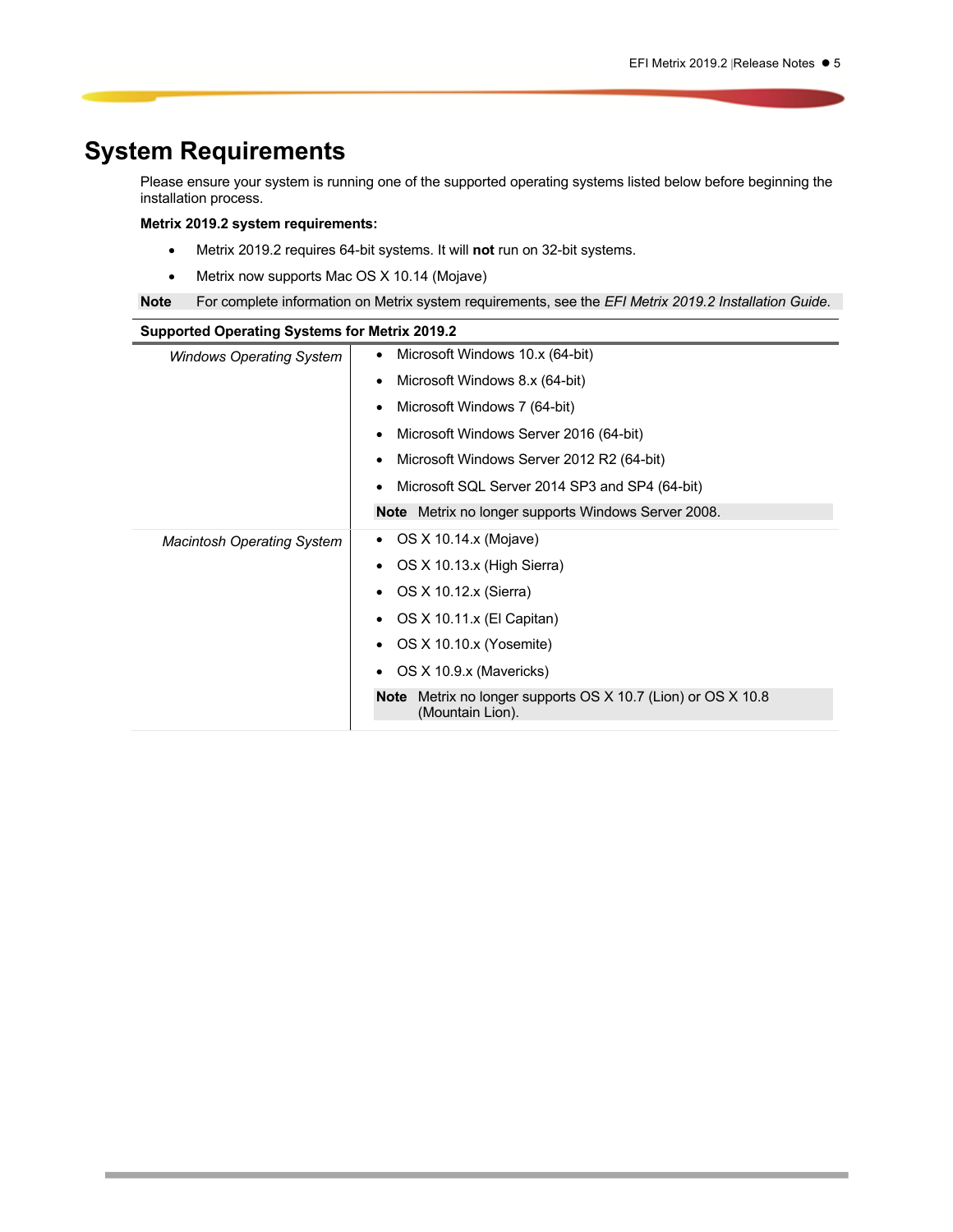# System Requirements

Please ensure your system is running one of the supported operating systems listed below before beginning the installation process.

**Metrix 2019.2 system requirements:**

- Metrix 2019.2 requires 64-bit systems. It will **not** run on 32-bit systems.
- Metrix now supports Mac OS X 10.14 (Mojave)

**Note** For complete information on Metrix system requirements, see the *EFI Metrix 2019.2 Installation Guide*.

**Supported Operating Systems for Metrix 2019.2**

| | |
|---|---|
| *Windows Operating System* | • Microsoft Windows 10.x (64-bit)<br>• Microsoft Windows 8.x (64-bit)<br>• Microsoft Windows 7 (64-bit)<br>• Microsoft Windows Server 2016 (64-bit)<br>• Microsoft Windows Server 2012 R2 (64-bit)<br>• Microsoft SQL Server 2014 SP3 and SP4 (64-bit)<br>**Note** Metrix no longer supports Windows Server 2008. |
| *Macintosh Operating System* | • OS X 10.14.x (Mojave)<br>• OS X 10.13.x (High Sierra)<br>• OS X 10.12.x (Sierra)<br>• OS X 10.11.x (El Capitan)<br>• OS X 10.10.x (Yosemite)<br>• OS X 10.9.x (Mavericks)<br>**Note** Metrix no longer supports OS X 10.7 (Lion) or OS X 10.8 (Mountain Lion). |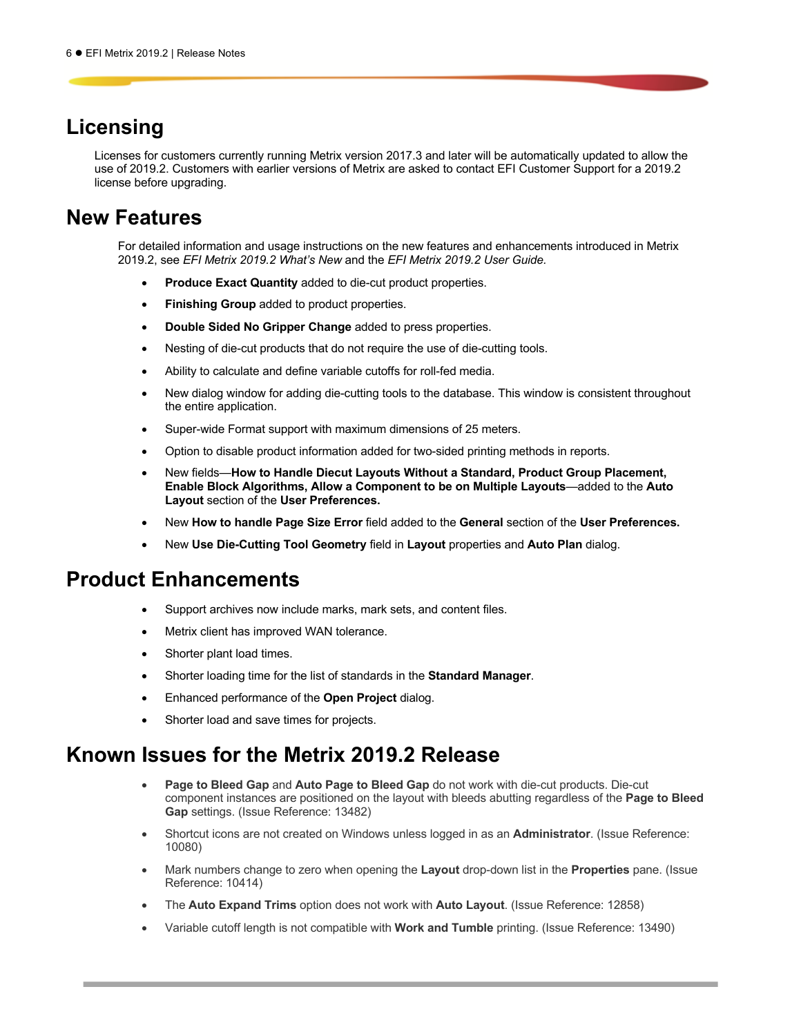# Licensing

Licenses for customers currently running Metrix version 2017.3 and later will be automatically updated to allow the use of 2019.2. Customers with earlier versions of Metrix are asked to contact EFI Customer Support for a 2019.2 license before upgrading.

# New Features

For detailed information and usage instructions on the new features and enhancements introduced in Metrix 2019.2, see *EFI Metrix 2019.2 What's New* and the *EFI Metrix 2019.2 User Guide.*

- **Produce Exact Quantity** added to die-cut product properties.
- **Finishing Group** added to product properties.
- **Double Sided No Gripper Change** added to press properties.
- Nesting of die-cut products that do not require the use of die-cutting tools.
- Ability to calculate and define variable cutoffs for roll-fed media.
- New dialog window for adding die-cutting tools to the database. This window is consistent throughout the entire application.
- Super-wide Format support with maximum dimensions of 25 meters.
- Option to disable product information added for two-sided printing methods in reports.
- New fields—**How to Handle Diecut Layouts Without a Standard, Product Group Placement, Enable Block Algorithms, Allow a Component to be on Multiple Layouts**—added to the **Auto Layout** section of the **User Preferences.**
- New **How to handle Page Size Error** field added to the **General** section of the **User Preferences.**
- New **Use Die-Cutting Tool Geometry** field in **Layout** properties and **Auto Plan** dialog.

# Product Enhancements

- Support archives now include marks, mark sets, and content files.
- Metrix client has improved WAN tolerance.
- Shorter plant load times.
- Shorter loading time for the list of standards in the **Standard Manager**.
- Enhanced performance of the **Open Project** dialog.
- Shorter load and save times for projects.

# Known Issues for the Metrix 2019.2 Release

- **Page to Bleed Gap** and **Auto Page to Bleed Gap** do not work with die-cut products. Die-cut component instances are positioned on the layout with bleeds abutting regardless of the **Page to Bleed Gap** settings. (Issue Reference: 13482)
- Shortcut icons are not created on Windows unless logged in as an **Administrator**. (Issue Reference: 10080)
- Mark numbers change to zero when opening the **Layout** drop-down list in the **Properties** pane. (Issue Reference: 10414)
- The **Auto Expand Trims** option does not work with **Auto Layout**. (Issue Reference: 12858)
- Variable cutoff length is not compatible with **Work and Tumble** printing. (Issue Reference: 13490)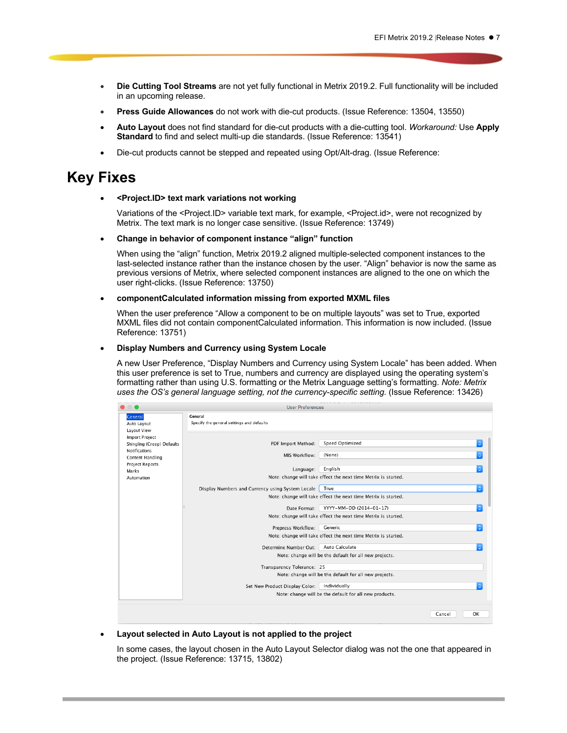- **Die Cutting Tool Streams** are not yet fully functional in Metrix 2019.2. Full functionality will be included in an upcoming release.
- **Press Guide Allowances** do not work with die-cut products. (Issue Reference: 13504, 13550)
- **Auto Layout** does not find standard for die-cut products with a die-cutting tool. *Workaround:* Use **Apply Standard** to find and select multi-up die standards. (Issue Reference: 13541)
- Die-cut products cannot be stepped and repeated using Opt/Alt-drag. (Issue Reference:

# Key Fixes

- **<Project.ID> text mark variations not working**

  Variations of the <Project.ID> variable text mark, for example, <Project.id>, were not recognized by Metrix. The text mark is no longer case sensitive. (Issue Reference: 13749)

- **Change in behavior of component instance "align" function**

  When using the "align" function, Metrix 2019.2 aligned multiple-selected component instances to the last-selected instance rather than the instance chosen by the user. "Align" behavior is now the same as previous versions of Metrix, where selected component instances are aligned to the one on which the user right-clicks. (Issue Reference: 13750)

- **componentCalculated information missing from exported MXML files**

  When the user preference "Allow a component to be on multiple layouts" was set to True, exported MXML files did not contain componentCalculated information. This information is now included. (Issue Reference: 13751)

- **Display Numbers and Currency using System Locale**

  A new User Preference, "Display Numbers and Currency using System Locale" has been added. When this user preference is set to True, numbers and currency are displayed using the operating system's formatting rather than using U.S. formatting or the Metrix Language setting's formatting. *Note: Metrix uses the OS's general language setting, not the currency-specific setting.* (Issue Reference: 13426)

- **Layout selected in Auto Layout is not applied to the project**

  In some cases, the layout chosen in the Auto Layout Selector dialog was not the one that appeared in the project. (Issue Reference: 13715, 13802)